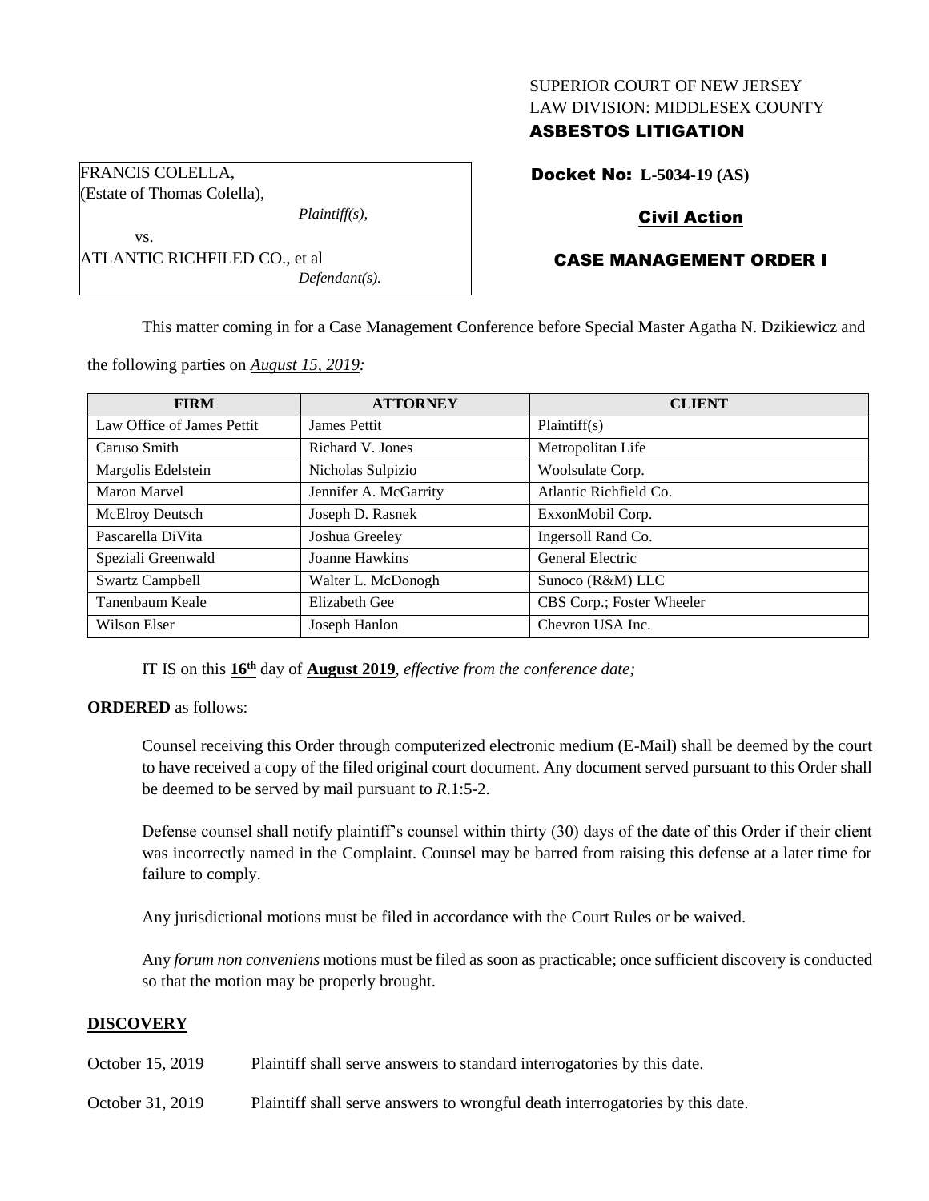SUPERIOR COURT OF NEW JERSEY
LAW DIVISION: MIDDLESEX COUNTY
**ASBESTOS LITIGATION**

FRANCIS COLELLA,
(Estate of Thomas Colella),
*Plaintiff(s),*
vs.
ATLANTIC RICHFILED CO., et al
*Defendant(s).*

**Docket No: L-5034-19 (AS)**

**Civil Action**

**CASE MANAGEMENT ORDER I**

This matter coming in for a Case Management Conference before Special Master Agatha N. Dzikiewicz and the following parties on *August 15, 2019:*

| FIRM | ATTORNEY | CLIENT |
|---|---|---|
| Law Office of James Pettit | James Pettit | Plaintiff(s) |
| Caruso Smith | Richard V. Jones | Metropolitan Life |
| Margolis Edelstein | Nicholas Sulpizio | Woolsulate Corp. |
| Maron Marvel | Jennifer A. McGarrity | Atlantic Richfield Co. |
| McElroy Deutsch | Joseph D. Rasnek | ExxonMobil Corp. |
| Pascarella DiVita | Joshua Greeley | Ingersoll Rand Co. |
| Speziali Greenwald | Joanne Hawkins | General Electric |
| Swartz Campbell | Walter L. McDonogh | Sunoco (R&M) LLC |
| Tanenbaum Keale | Elizabeth Gee | CBS Corp.; Foster Wheeler |
| Wilson Elser | Joseph Hanlon | Chevron USA Inc. |

IT IS on this **16th** day of **August 2019**, *effective from the conference date;*

**ORDERED** as follows:

Counsel receiving this Order through computerized electronic medium (E-Mail) shall be deemed by the court to have received a copy of the filed original court document. Any document served pursuant to this Order shall be deemed to be served by mail pursuant to *R*.1:5-2.

Defense counsel shall notify plaintiff's counsel within thirty (30) days of the date of this Order if their client was incorrectly named in the Complaint. Counsel may be barred from raising this defense at a later time for failure to comply.

Any jurisdictional motions must be filed in accordance with the Court Rules or be waived.

Any *forum non conveniens* motions must be filed as soon as practicable; once sufficient discovery is conducted so that the motion may be properly brought.

## DISCOVERY

October 15, 2019 Plaintiff shall serve answers to standard interrogatories by this date.

October 31, 2019 Plaintiff shall serve answers to wrongful death interrogatories by this date.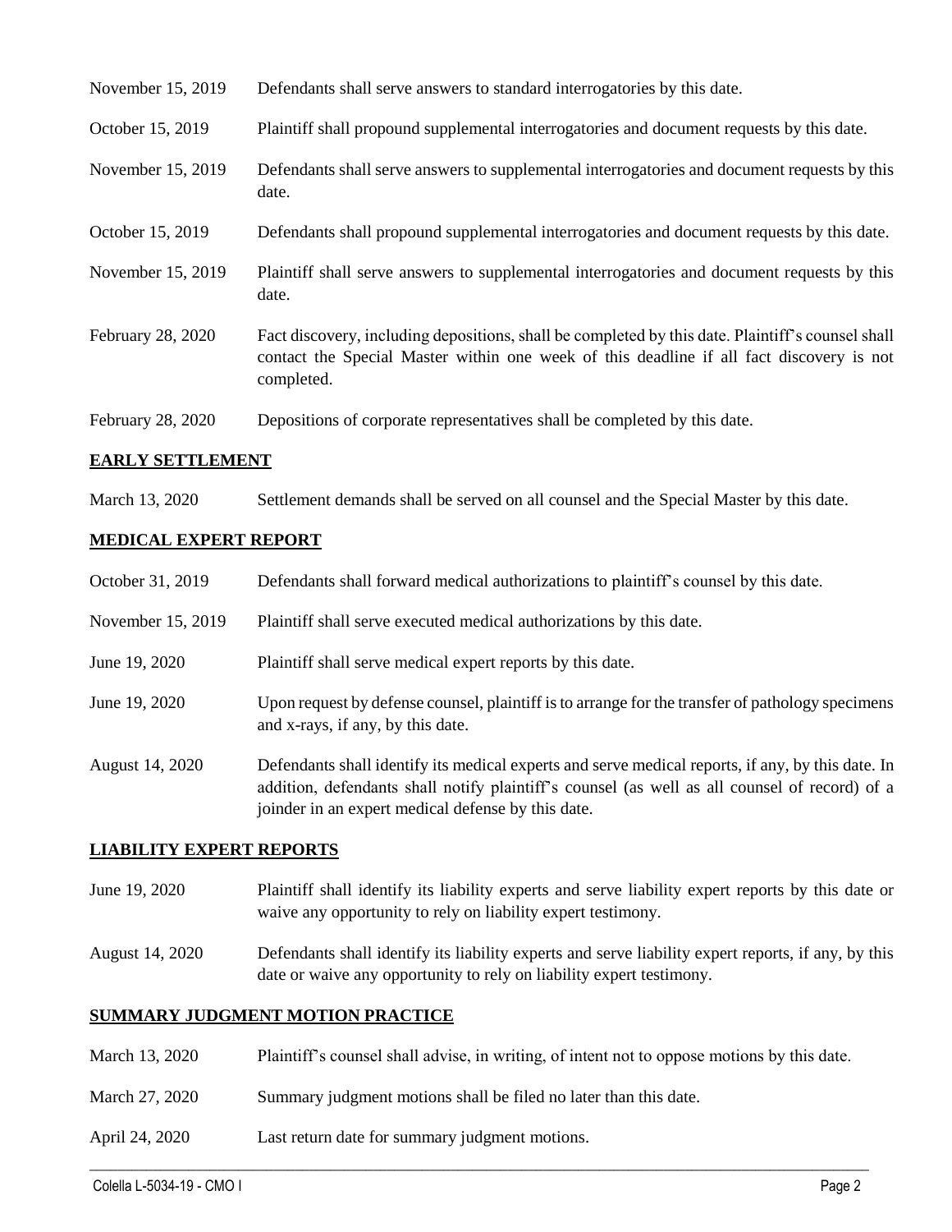| | |
|---|---|
| November 15, 2019 | Defendants shall serve answers to standard interrogatories by this date. |
| October 15, 2019 | Plaintiff shall propound supplemental interrogatories and document requests by this date. |
| November 15, 2019 | Defendants shall serve answers to supplemental interrogatories and document requests by this date. |
| October 15, 2019 | Defendants shall propound supplemental interrogatories and document requests by this date. |
| November 15, 2019 | Plaintiff shall serve answers to supplemental interrogatories and document requests by this date. |
| February 28, 2020 | Fact discovery, including depositions, shall be completed by this date. Plaintiff's counsel shall contact the Special Master within one week of this deadline if all fact discovery is not completed. |
| February 28, 2020 | Depositions of corporate representatives shall be completed by this date. |

**EARLY SETTLEMENT**

| | |
|---|---|
| March 13, 2020 | Settlement demands shall be served on all counsel and the Special Master by this date. |

**MEDICAL EXPERT REPORT**

| | |
|---|---|
| October 31, 2019 | Defendants shall forward medical authorizations to plaintiff's counsel by this date. |
| November 15, 2019 | Plaintiff shall serve executed medical authorizations by this date. |
| June 19, 2020 | Plaintiff shall serve medical expert reports by this date. |
| June 19, 2020 | Upon request by defense counsel, plaintiff is to arrange for the transfer of pathology specimens and x-rays, if any, by this date. |
| August 14, 2020 | Defendants shall identify its medical experts and serve medical reports, if any, by this date. In addition, defendants shall notify plaintiff's counsel (as well as all counsel of record) of a joinder in an expert medical defense by this date. |

**LIABILITY EXPERT REPORTS**

| | |
|---|---|
| June 19, 2020 | Plaintiff shall identify its liability experts and serve liability expert reports by this date or waive any opportunity to rely on liability expert testimony. |
| August 14, 2020 | Defendants shall identify its liability experts and serve liability expert reports, if any, by this date or waive any opportunity to rely on liability expert testimony. |

**SUMMARY JUDGMENT MOTION PRACTICE**

| | |
|---|---|
| March 13, 2020 | Plaintiff's counsel shall advise, in writing, of intent not to oppose motions by this date. |
| March 27, 2020 | Summary judgment motions shall be filed no later than this date. |
| April 24, 2020 | Last return date for summary judgment motions. |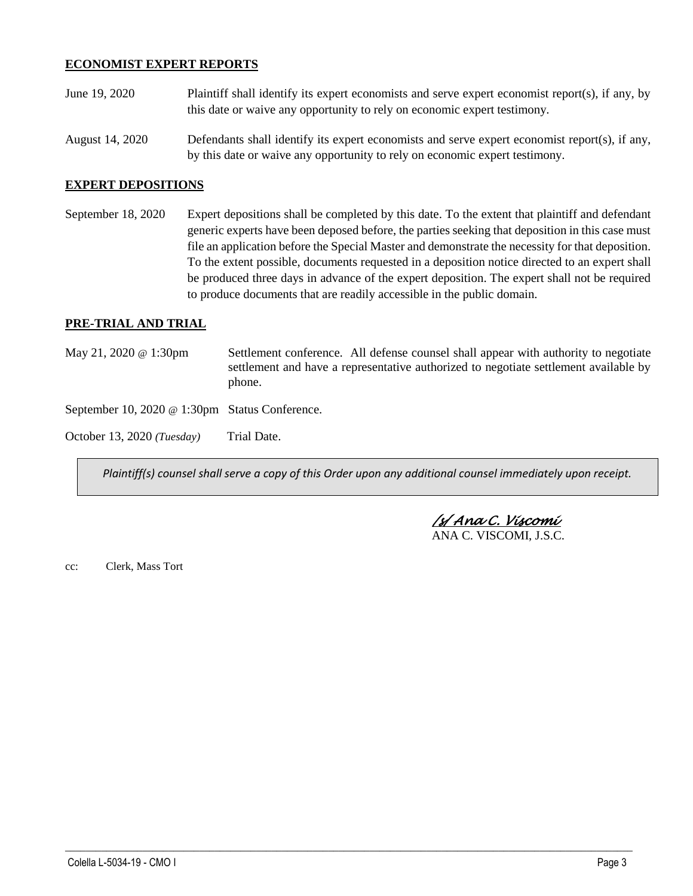**ECONOMIST EXPERT REPORTS**

| | |
|---|---|
| June 19, 2020 | Plaintiff shall identify its expert economists and serve expert economist report(s), if any, by this date or waive any opportunity to rely on economic expert testimony. |
| August 14, 2020 | Defendants shall identify its expert economists and serve expert economist report(s), if any, by this date or waive any opportunity to rely on economic expert testimony. |

**EXPERT DEPOSITIONS**

| | |
|---|---|
| September 18, 2020 | Expert depositions shall be completed by this date. To the extent that plaintiff and defendant generic experts have been deposed before, the parties seeking that deposition in this case must file an application before the Special Master and demonstrate the necessity for that deposition. To the extent possible, documents requested in a deposition notice directed to an expert shall be produced three days in advance of the expert deposition. The expert shall not be required to produce documents that are readily accessible in the public domain. |

**PRE-TRIAL AND TRIAL**

| | |
|---|---|
| May 21, 2020 @ 1:30pm | Settlement conference. All defense counsel shall appear with authority to negotiate settlement and have a representative authorized to negotiate settlement available by phone. |
| September 10, 2020 @ 1:30pm | Status Conference. |
| October 13, 2020 *(Tuesday)* | Trial Date. |

*Plaintiff(s) counsel shall serve a copy of this Order upon any additional counsel immediately upon receipt.*

/s/ Ana C. Viscomi
ANA C. VISCOMI, J.S.C.

cc: Clerk, Mass Tort